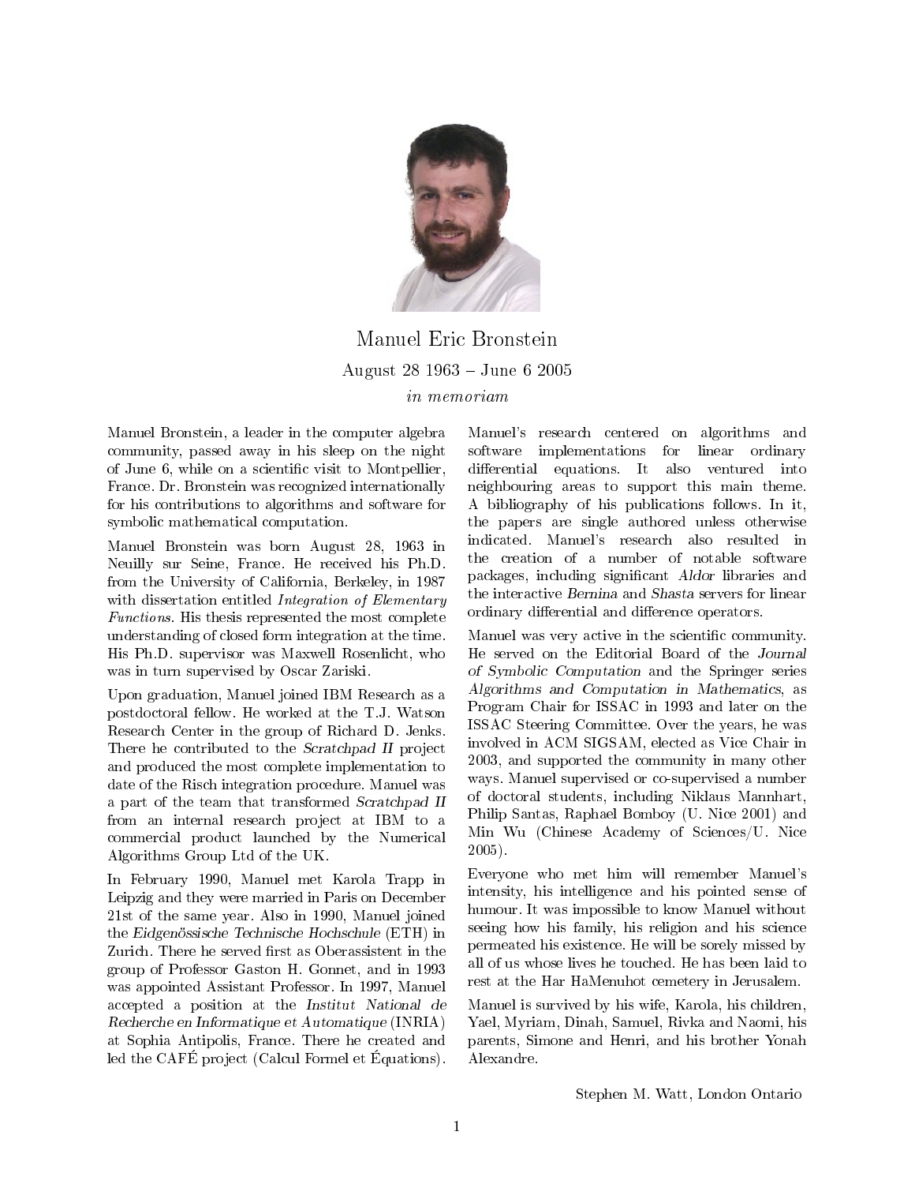# Manuel Eric Bronstein

August 28 1963 – June 6 2005

*in memoriam*

Manuel Bronstein, a leader in the computer algebra community, passed away in his sleep on the night of June 6, while on a scientific visit to Montpellier, France. Dr. Bronstein was recognized internationally for his contributions to algorithms and software for symbolic mathematical computation.

Manuel Bronstein was born August 28, 1963 in Neuilly sur Seine, France. He received his Ph.D. from the University of California, Berkeley, in 1987 with dissertation entitled *Integration of Elementary Functions*. His thesis represented the most complete understanding of closed form integration at the time. His Ph.D. supervisor was Maxwell Rosenlicht, who was in turn supervised by Oscar Zariski.

Upon graduation, Manuel joined IBM Research as a postdoctoral fellow. He worked at the T.J. Watson Research Center in the group of Richard D. Jenks. There he contributed to the *Scratchpad II* project and produced the most complete implementation to date of the Risch integration procedure. Manuel was a part of the team that transformed *Scratchpad II* from an internal research project at IBM to a commercial product launched by the Numerical Algorithms Group Ltd of the UK.

In February 1990, Manuel met Karola Trapp in Leipzig and they were married in Paris on December 21st of the same year. Also in 1990, Manuel joined the *Eidgenössische Technische Hochschule* (ETH) in Zurich. There he served first as Oberassistent in the group of Professor Gaston H. Gonnet, and in 1993 was appointed Assistant Professor. In 1997, Manuel accepted a position at the *Institut National de Recherche en Informatique et Automatique* (INRIA) at Sophia Antipolis, France. There he created and led the CAFÉ project (Calcul Formel et Équations).

Manuel's research centered on algorithms and software implementations for linear ordinary differential equations. It also ventured into neighbouring areas to support this main theme. A bibliography of his publications follows. In it, the papers are single authored unless otherwise indicated. Manuel's research also resulted in the creation of a number of notable software packages, including significant *Aldor* libraries and the interactive *Bernina* and *Shasta* servers for linear ordinary differential and difference operators.

Manuel was very active in the scientific community. He served on the Editorial Board of the *Journal of Symbolic Computation* and the Springer series *Algorithms and Computation in Mathematics*, as Program Chair for ISSAC in 1993 and later on the ISSAC Steering Committee. Over the years, he was involved in ACM SIGSAM, elected as Vice Chair in 2003, and supported the community in many other ways. Manuel supervised or co-supervised a number of doctoral students, including Niklaus Mannhart, Philip Santas, Raphael Bomboy (U. Nice 2001) and Min Wu (Chinese Academy of Sciences/U. Nice 2005).

Everyone who met him will remember Manuel's intensity, his intelligence and his pointed sense of humour. It was impossible to know Manuel without seeing how his family, his religion and his science permeated his existence. He will be sorely missed by all of us whose lives he touched. He has been laid to rest at the Har HaMenuhot cemetery in Jerusalem.

Manuel is survived by his wife, Karola, his children, Yael, Myriam, Dinah, Samuel, Rivka and Naomi, his parents, Simone and Henri, and his brother Yonah Alexandre.

Stephen M. Watt, London Ontario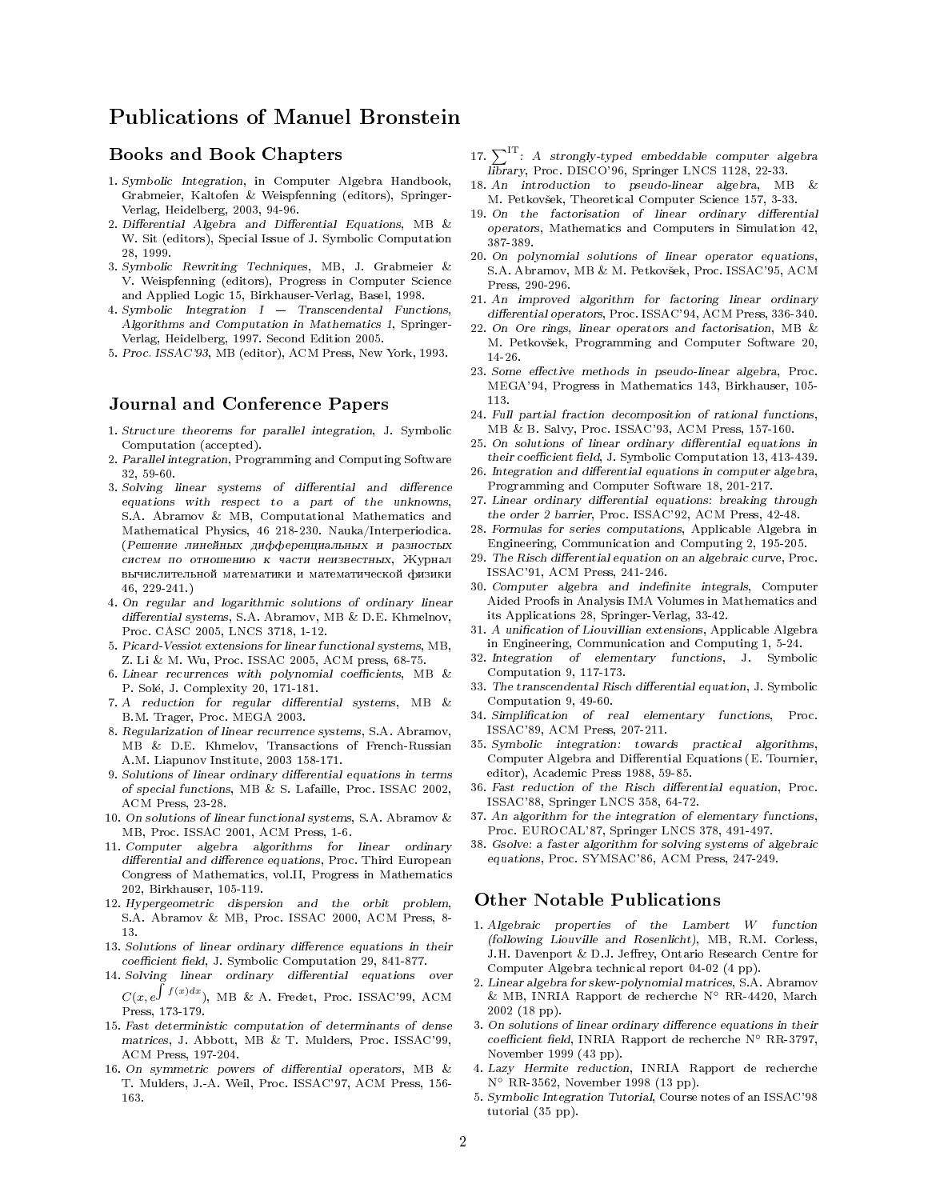# Publications of Manuel Bronstein

## Books and Book Chapters

1. *Symbolic Integration*, in Computer Algebra Handbook, Grabmeier, Kaltofen & Weispfenning (editors), Springer-Verlag, Heidelberg, 2003, 94-96.
2. *Differential Algebra and Differential Equations*, MB & W. Sit (editors), Special Issue of J. Symbolic Computation 28, 1999.
3. *Symbolic Rewriting Techniques*, MB, J. Grabmeier & V. Weispfenning (editors), Progress in Computer Science and Applied Logic 15, Birkhauser-Verlag, Basel, 1998.
4. *Symbolic Integration I — Transcendental Functions, Algorithms and Computation in Mathematics 1*, Springer-Verlag, Heidelberg, 1997. Second Edition 2005.
5. *Proc. ISSAC'93*, MB (editor), ACM Press, New York, 1993.

## Journal and Conference Papers

1. *Structure theorems for parallel integration*, J. Symbolic Computation (accepted).
2. *Parallel integration*, Programming and Computing Software 32, 59-60.
3. *Solving linear systems of differential and difference equations with respect to a part of the unknowns*, S.A. Abramov & MB, Computational Mathematics and Mathematical Physics, 46 218-230. Nauka/Interperiodica. (*Решение линейных дифференциальных и разностных систем по отношению к части неизвестных*, Журнал вычислительной математики и математической физики 46, 229-241.)
4. *On regular and logarithmic solutions of ordinary linear differential systems*, S.A. Abramov, MB & D.E. Khmelnov, Proc. CASC 2005, LNCS 3718, 1-12.
5. *Picard-Vessiot extensions for linear functional systems*, MB, Z. Li & M. Wu, Proc. ISSAC 2005, ACM press, 68-75.
6. *Linear recurrences with polynomial coefficients*, MB & P. Solé, J. Complexity 20, 171-181.
7. *A reduction for regular differential systems*, MB & B.M. Trager, Proc. MEGA 2003.
8. *Regularization of linear recurrence systems*, S.A. Abramov, MB & D.E. Khmelov, Transactions of French-Russian A.M. Liapunov Institute, 2003 158-171.
9. *Solutions of linear ordinary differential equations in terms of special functions*, MB & S. Lafaille, Proc. ISSAC 2002, ACM Press, 23-28.
10. *On solutions of linear functional systems*, S.A. Abramov & MB, Proc. ISSAC 2001, ACM Press, 1-6.
11. *Computer algebra algorithms for linear ordinary differential and difference equations*, Proc. Third European Congress of Mathematics, vol.II, Progress in Mathematics 202, Birkhauser, 105-119.
12. *Hypergeometric dispersion and the orbit problem*, S.A. Abramov & MB, Proc. ISSAC 2000, ACM Press, 8-13.
13. *Solutions of linear ordinary difference equations in their coefficient field*, J. Symbolic Computation 29, 841-877.
14. *Solving linear ordinary differential equations over* $C(x, e^{\int f(x)dx})$, MB & A. Fredet, Proc. ISSAC'99, ACM Press, 173-179.
15. *Fast deterministic computation of determinants of dense matrices*, J. Abbott, MB & T. Mulders, Proc. ISSAC'99, ACM Press, 197-204.
16. *On symmetric powers of differential operators*, MB & T. Mulders, J.-A. Weil, Proc. ISSAC'97, ACM Press, 156-163.
17. $\sum^{\mathrm{IT}}$*: A strongly-typed embeddable computer algebra library*, Proc. DISCO'96, Springer LNCS 1128, 22-33.
18. *An introduction to pseudo-linear algebra*, MB & M. Petkovšek, Theoretical Computer Science 157, 3-33.
19. *On the factorisation of linear ordinary differential operators*, Mathematics and Computers in Simulation 42, 387-389.
20. *On polynomial solutions of linear operator equations*, S.A. Abramov, MB & M. Petkovšek, Proc. ISSAC'95, ACM Press, 290-296.
21. *An improved algorithm for factoring linear ordinary differential operators*, Proc. ISSAC'94, ACM Press, 336-340.
22. *On Ore rings, linear operators and factorisation*, MB & M. Petkovšek, Programming and Computer Software 20, 14-26.
23. *Some effective methods in pseudo-linear algebra*, Proc. MEGA'94, Progress in Mathematics 143, Birkhauser, 105-113.
24. *Full partial fraction decomposition of rational functions*, MB & B. Salvy, Proc. ISSAC'93, ACM Press, 157-160.
25. *On solutions of linear ordinary differential equations in their coefficient field*, J. Symbolic Computation 13, 413-439.
26. *Integration and differential equations in computer algebra*, Programming and Computer Software 18, 201-217.
27. *Linear ordinary differential equations: breaking through the order 2 barrier*, Proc. ISSAC'92, ACM Press, 42-48.
28. *Formulas for series computations*, Applicable Algebra in Engineering, Communication and Computing 2, 195-205.
29. *The Risch differential equation on an algebraic curve*, Proc. ISSAC'91, ACM Press, 241-246.
30. *Computer algebra and indefinite integrals*, Computer Aided Proofs in Analysis IMA Volumes in Mathematics and its Applications 28, Springer-Verlag, 33-42.
31. *A unification of Liouvillian extensions*, Applicable Algebra in Engineering, Communication and Computing 1, 5-24.
32. *Integration of elementary functions*, J. Symbolic Computation 9, 117-173.
33. *The transcendental Risch differential equation*, J. Symbolic Computation 9, 49-60.
34. *Simplification of real elementary functions*, Proc. ISSAC'89, ACM Press, 207-211.
35. *Symbolic integration: towards practical algorithms*, Computer Algebra and Differential Equations (E. Tournier, editor), Academic Press 1988, 59-85.
36. *Fast reduction of the Risch differential equation*, Proc. ISSAC'88, Springer LNCS 358, 64-72.
37. *An algorithm for the integration of elementary functions*, Proc. EUROCAL'87, Springer LNCS 378, 491-497.
38. *Gsolve: a faster algorithm for solving systems of algebraic equations*, Proc. SYMSAC'86, ACM Press, 247-249.

## Other Notable Publications

1. *Algebraic properties of the Lambert W function (following Liouville and Rosenlicht)*, MB, R.M. Corless, J.H. Davenport & D.J. Jeffrey, Ontario Research Centre for Computer Algebra technical report 04-02 (4 pp).
2. *Linear algebra for skew-polynomial matrices*, S.A. Abramov & MB, INRIA Rapport de recherche N° RR-4420, March 2002 (18 pp).
3. *On solutions of linear ordinary difference equations in their coefficient field*, INRIA Rapport de recherche N° RR-3797, November 1999 (43 pp).
4. *Lazy Hermite reduction*, INRIA Rapport de recherche N° RR-3562, November 1998 (13 pp).
5. *Symbolic Integration Tutorial*, Course notes of an ISSAC'98 tutorial (35 pp).